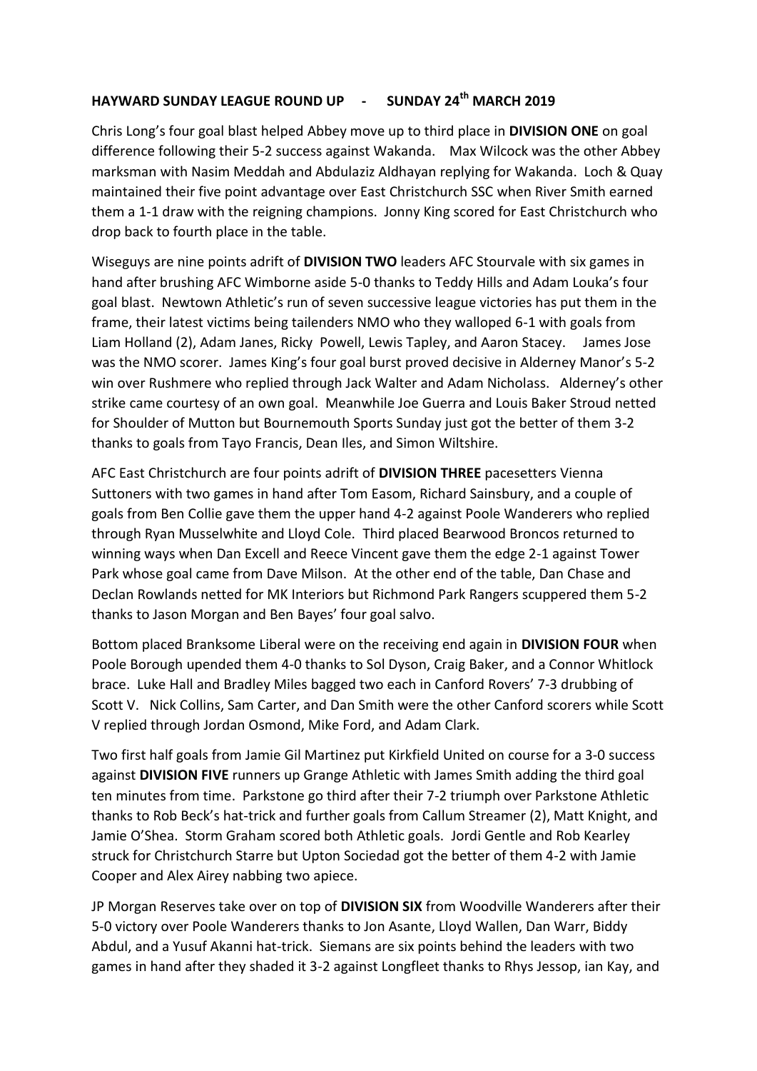**HAYWARD SUNDAY LEAGUE ROUND UP - SUNDAY 24th MARCH 2019**

Chris Long's four goal blast helped Abbey move up to third place in **DIVISION ONE** on goal difference following their 5-2 success against Wakanda. Max Wilcock was the other Abbey marksman with Nasim Meddah and Abdulaziz Aldhayan replying for Wakanda. Loch & Quay maintained their five point advantage over East Christchurch SSC when River Smith earned them a 1-1 draw with the reigning champions. Jonny King scored for East Christchurch who drop back to fourth place in the table.

Wiseguys are nine points adrift of **DIVISION TWO** leaders AFC Stourvale with six games in hand after brushing AFC Wimborne aside 5-0 thanks to Teddy Hills and Adam Louka's four goal blast. Newtown Athletic's run of seven successive league victories has put them in the frame, their latest victims being tailenders NMO who they walloped 6-1 with goals from Liam Holland (2), Adam Janes, Ricky Powell, Lewis Tapley, and Aaron Stacey. James Jose was the NMO scorer. James King's four goal burst proved decisive in Alderney Manor's 5-2 win over Rushmere who replied through Jack Walter and Adam Nicholass. Alderney's other strike came courtesy of an own goal. Meanwhile Joe Guerra and Louis Baker Stroud netted for Shoulder of Mutton but Bournemouth Sports Sunday just got the better of them 3-2 thanks to goals from Tayo Francis, Dean Iles, and Simon Wiltshire.

AFC East Christchurch are four points adrift of **DIVISION THREE** pacesetters Vienna Suttoners with two games in hand after Tom Easom, Richard Sainsbury, and a couple of goals from Ben Collie gave them the upper hand 4-2 against Poole Wanderers who replied through Ryan Musselwhite and Lloyd Cole. Third placed Bearwood Broncos returned to winning ways when Dan Excell and Reece Vincent gave them the edge 2-1 against Tower Park whose goal came from Dave Milson. At the other end of the table, Dan Chase and Declan Rowlands netted for MK Interiors but Richmond Park Rangers scuppered them 5-2 thanks to Jason Morgan and Ben Bayes' four goal salvo.

Bottom placed Branksome Liberal were on the receiving end again in **DIVISION FOUR** when Poole Borough upended them 4-0 thanks to Sol Dyson, Craig Baker, and a Connor Whitlock brace. Luke Hall and Bradley Miles bagged two each in Canford Rovers' 7-3 drubbing of Scott V. Nick Collins, Sam Carter, and Dan Smith were the other Canford scorers while Scott V replied through Jordan Osmond, Mike Ford, and Adam Clark.

Two first half goals from Jamie Gil Martinez put Kirkfield United on course for a 3-0 success against **DIVISION FIVE** runners up Grange Athletic with James Smith adding the third goal ten minutes from time. Parkstone go third after their 7-2 triumph over Parkstone Athletic thanks to Rob Beck's hat-trick and further goals from Callum Streamer (2), Matt Knight, and Jamie O'Shea. Storm Graham scored both Athletic goals. Jordi Gentle and Rob Kearley struck for Christchurch Starre but Upton Sociedad got the better of them 4-2 with Jamie Cooper and Alex Airey nabbing two apiece.

JP Morgan Reserves take over on top of **DIVISION SIX** from Woodville Wanderers after their 5-0 victory over Poole Wanderers thanks to Jon Asante, Lloyd Wallen, Dan Warr, Biddy Abdul, and a Yusuf Akanni hat-trick. Siemans are six points behind the leaders with two games in hand after they shaded it 3-2 against Longfleet thanks to Rhys Jessop, ian Kay, and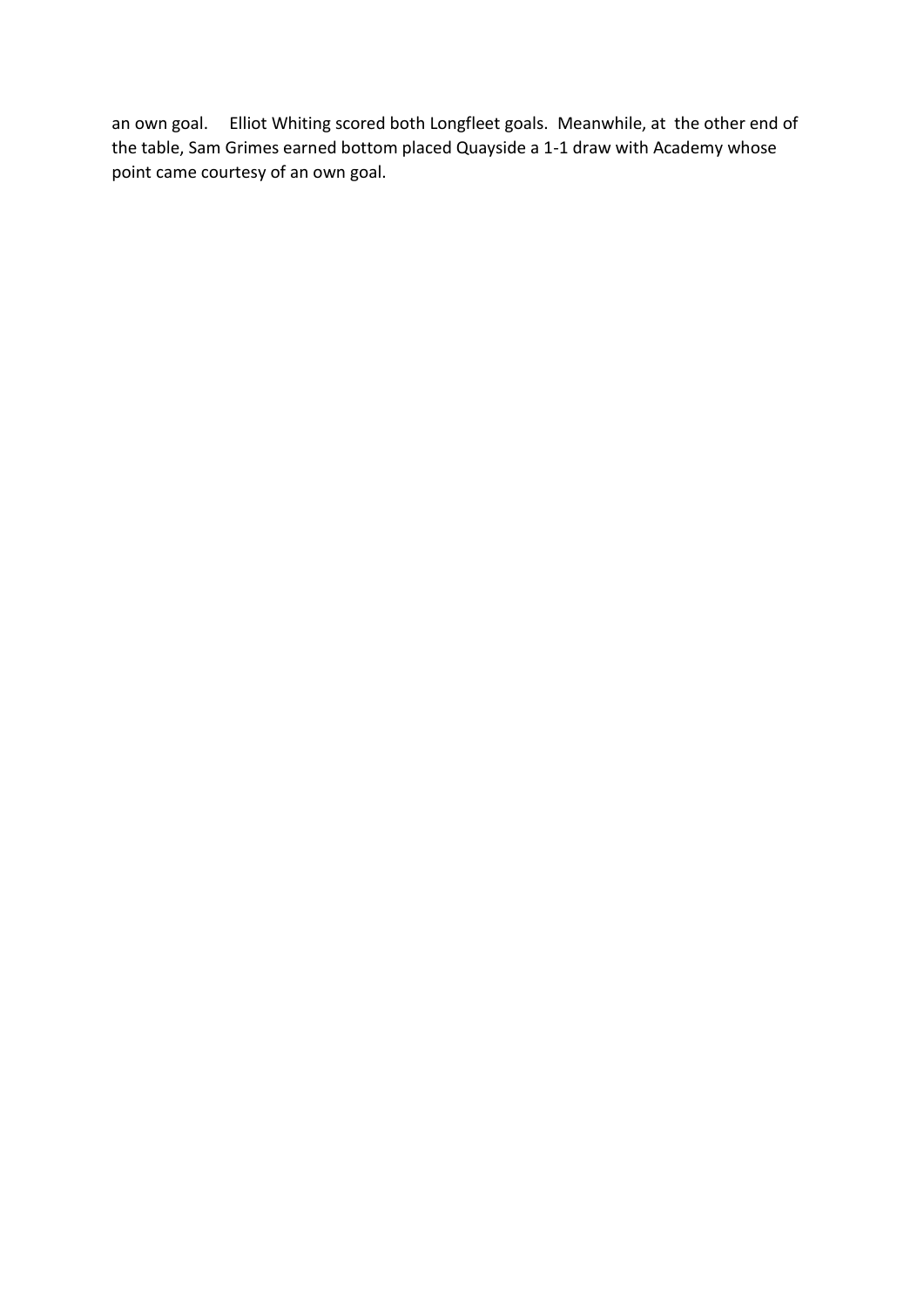an own goal. Elliot Whiting scored both Longfleet goals. Meanwhile, at the other end of the table, Sam Grimes earned bottom placed Quayside a 1-1 draw with Academy whose point came courtesy of an own goal.